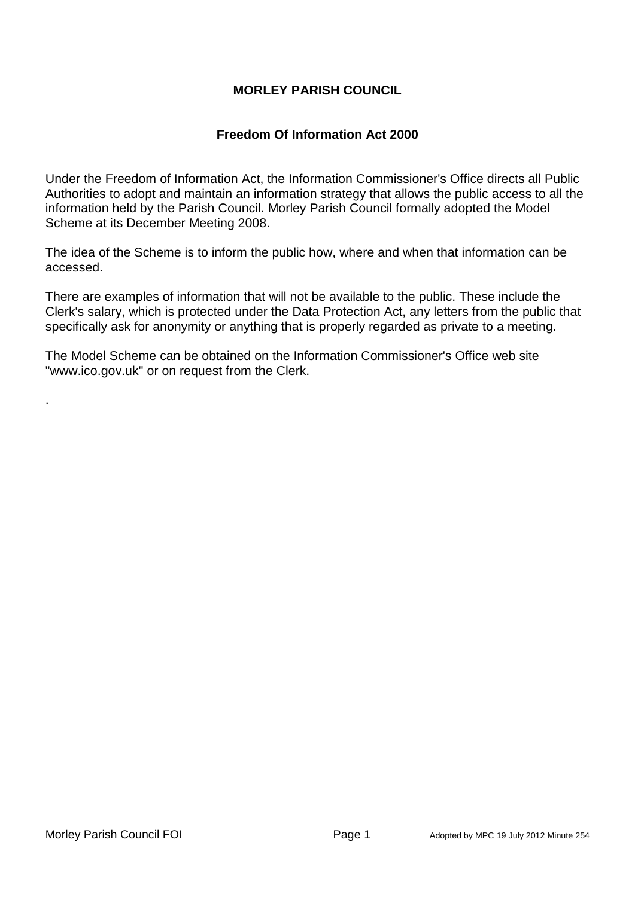# MORLEY PARISH COUNCIL

## Freedom Of Information Act 2000

Under the Freedom of Information Act, the Information Commissioner's Office directs all Public Authorities to adopt and maintain an information strategy that allows the public access to all the information held by the Parish Council. Morley Parish Council formally adopted the Model Scheme at its December Meeting 2008.

The idea of the Scheme is to inform the public how, where and when that information can be accessed.

There are examples of information that will not be available to the public. These include the Clerk's salary, which is protected under the Data Protection Act, any letters from the public that specifically ask for anonymity or anything that is properly regarded as private to a meeting.

The Model Scheme can be obtained on the Information Commissioner's Office web site "www.ico.gov.uk" or on request from the Clerk.

.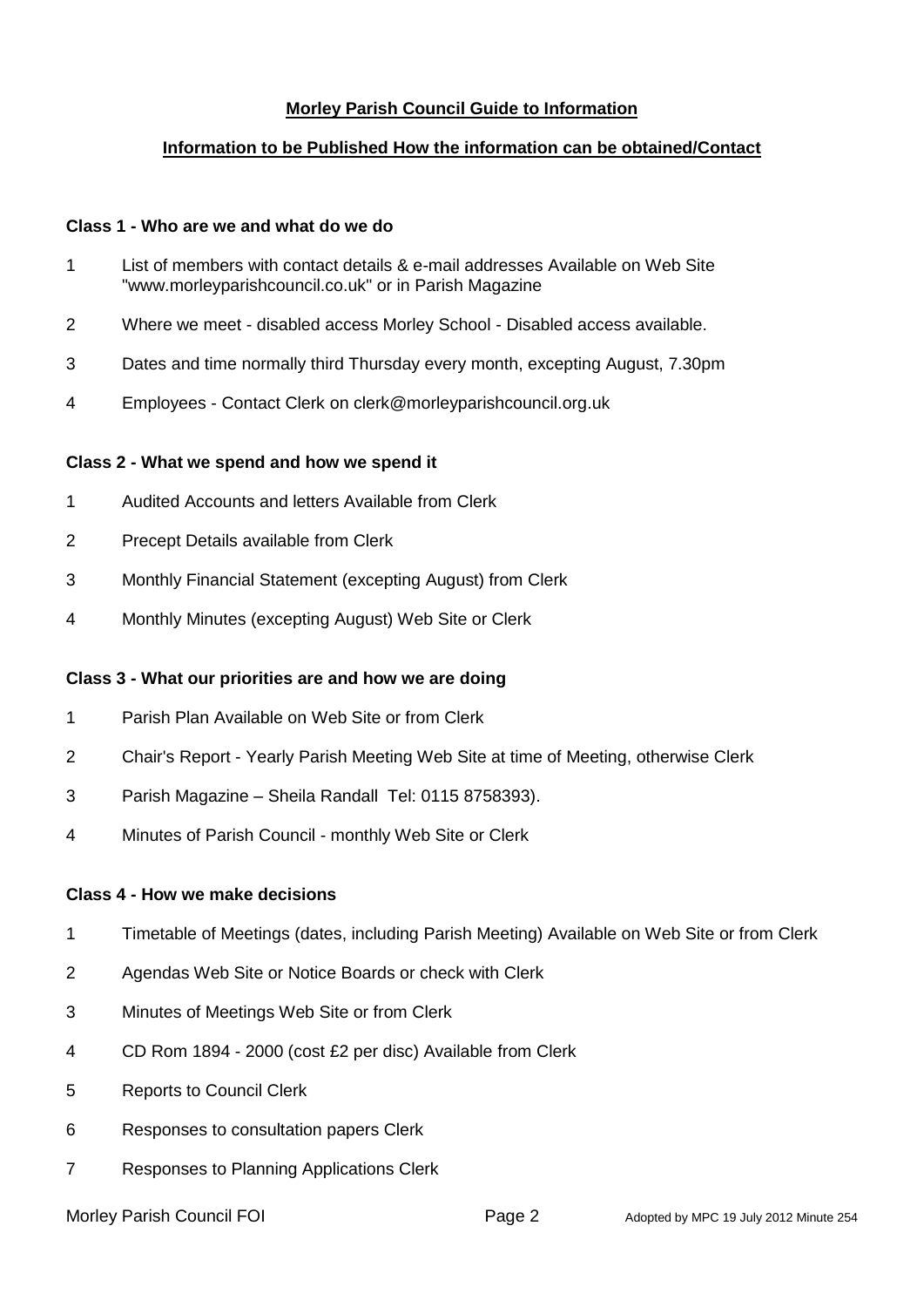**Morley Parish Council Guide to Information**

**Information to be Published How the information can be obtained/Contact**

### Class 1 - Who are we and what do we do

1 List of members with contact details & e-mail addresses Available on Web Site "www.morleyparishcouncil.co.uk" or in Parish Magazine

2 Where we meet - disabled access Morley School - Disabled access available.

3 Dates and time normally third Thursday every month, excepting August, 7.30pm

4 Employees - Contact Clerk on clerk@morleyparishcouncil.org.uk

### Class 2 - What we spend and how we spend it

1 Audited Accounts and letters Available from Clerk

2 Precept Details available from Clerk

3 Monthly Financial Statement (excepting August) from Clerk

4 Monthly Minutes (excepting August) Web Site or Clerk

### Class 3 - What our priorities are and how we are doing

1 Parish Plan Available on Web Site or from Clerk

2 Chair's Report - Yearly Parish Meeting Web Site at time of Meeting, otherwise Clerk

3 Parish Magazine – Sheila Randall Tel: 0115 8758393).

4 Minutes of Parish Council - monthly Web Site or Clerk

### Class 4 - How we make decisions

1 Timetable of Meetings (dates, including Parish Meeting) Available on Web Site or from Clerk

2 Agendas Web Site or Notice Boards or check with Clerk

3 Minutes of Meetings Web Site or from Clerk

4 CD Rom 1894 - 2000 (cost £2 per disc) Available from Clerk

5 Reports to Council Clerk

6 Responses to consultation papers Clerk

7 Responses to Planning Applications Clerk

Adopted by MPC 19 July 2012 Minute 254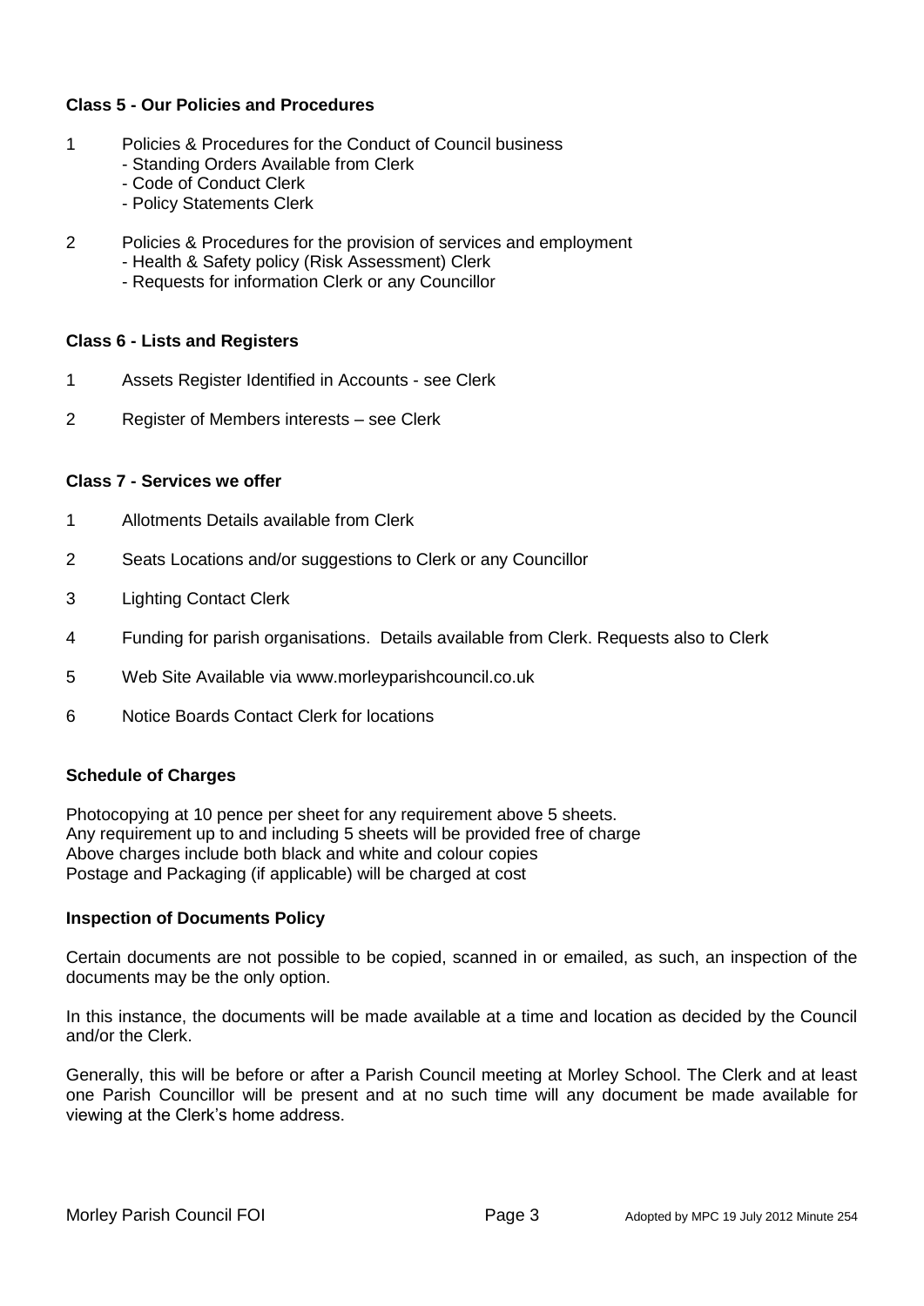**Class 5 - Our Policies and Procedures**

1 Policies & Procedures for the Conduct of Council business
- Standing Orders Available from Clerk
- Code of Conduct Clerk
- Policy Statements Clerk

2 Policies & Procedures for the provision of services and employment
- Health & Safety policy (Risk Assessment) Clerk
- Requests for information Clerk or any Councillor

**Class 6 - Lists and Registers**

1 Assets Register Identified in Accounts - see Clerk

2 Register of Members interests – see Clerk

**Class 7 - Services we offer**

1 Allotments Details available from Clerk

2 Seats Locations and/or suggestions to Clerk or any Councillor

3 Lighting Contact Clerk

4 Funding for parish organisations. Details available from Clerk. Requests also to Clerk

5 Web Site Available via www.morleyparishcouncil.co.uk

6 Notice Boards Contact Clerk for locations

**Schedule of Charges**

Photocopying at 10 pence per sheet for any requirement above 5 sheets.
Any requirement up to and including 5 sheets will be provided free of charge
Above charges include both black and white and colour copies
Postage and Packaging (if applicable) will be charged at cost

**Inspection of Documents Policy**

Certain documents are not possible to be copied, scanned in or emailed, as such, an inspection of the documents may be the only option.

In this instance, the documents will be made available at a time and location as decided by the Council and/or the Clerk.

Generally, this will be before or after a Parish Council meeting at Morley School. The Clerk and at least one Parish Councillor will be present and at no such time will any document be made available for viewing at the Clerk's home address.